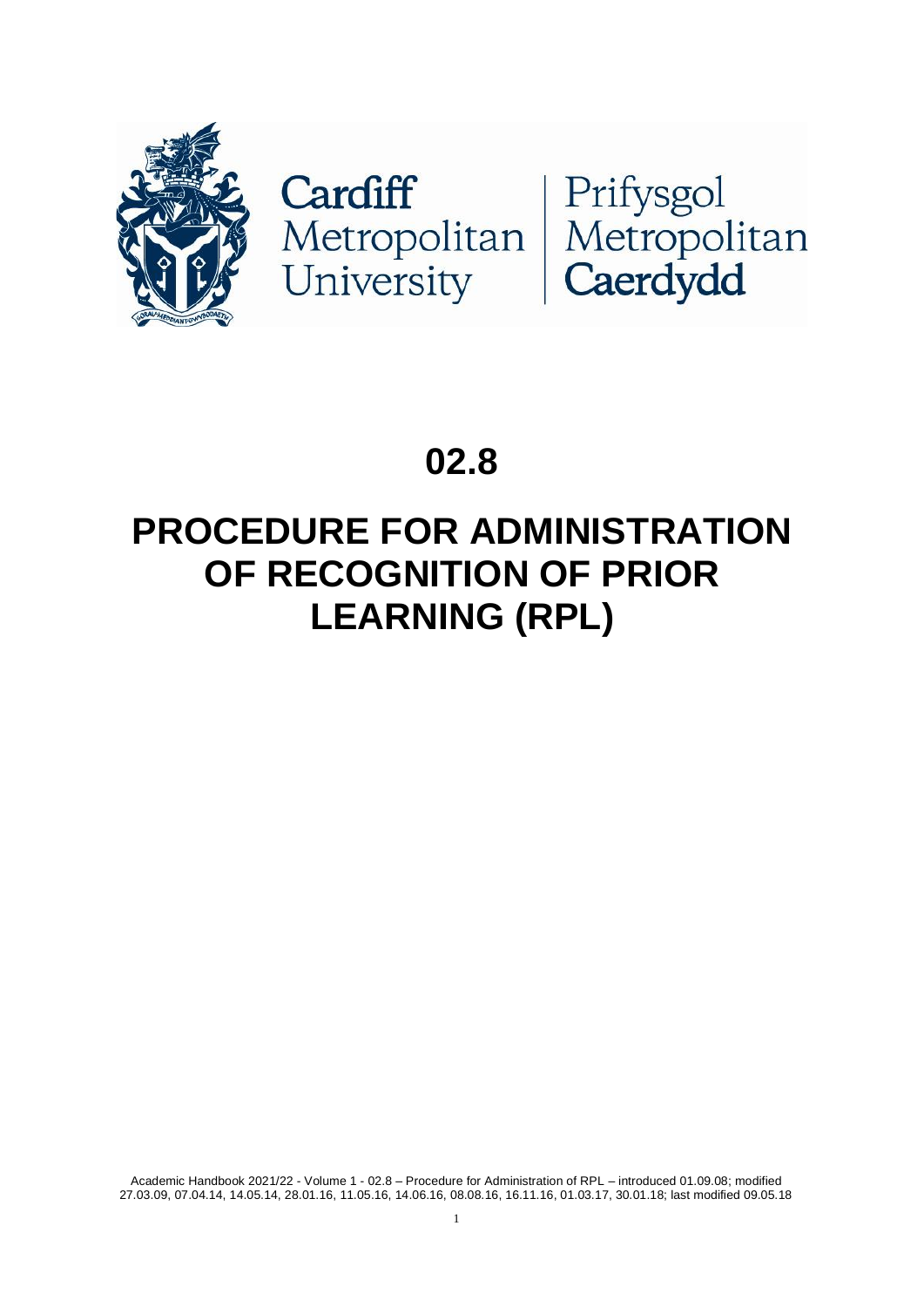Cardiff Metropolitan University | Prifysgol Metropolitan Caerdydd

# 02.8

# PROCEDURE FOR ADMINISTRATION OF RECOGNITION OF PRIOR LEARNING (RPL)

Academic Handbook 2021/22 - Volume 1 - 02.8 – Procedure for Administration of RPL – introduced 01.09.08; modified 27.03.09, 07.04.14, 14.05.14, 28.01.16, 11.05.16, 14.06.16, 08.08.16, 16.11.16, 01.03.17, 30.01.18; last modified 09.05.18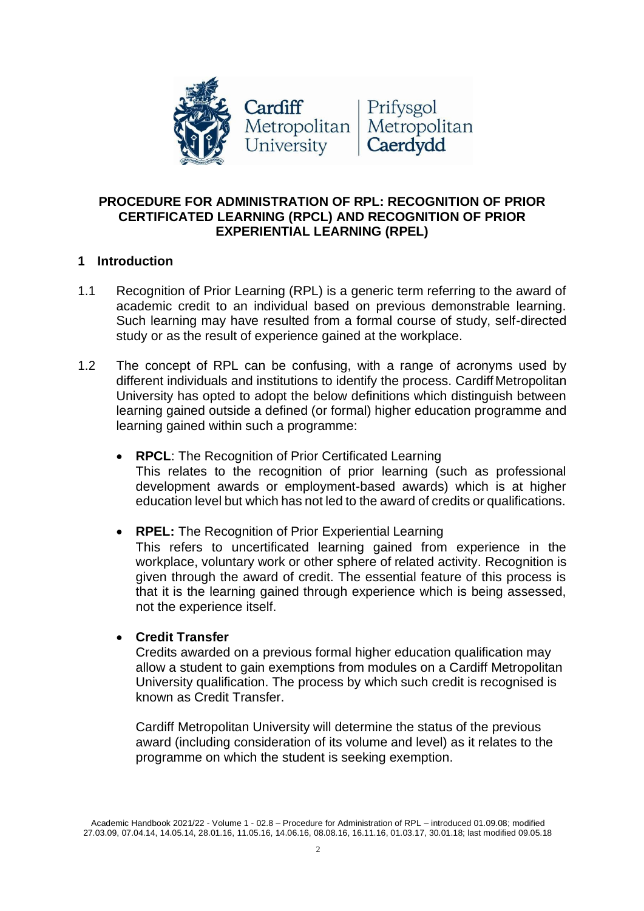## PROCEDURE FOR ADMINISTRATION OF RPL: RECOGNITION OF PRIOR CERTIFICATED LEARNING (RPCL) AND RECOGNITION OF PRIOR EXPERIENTIAL LEARNING (RPEL)

### 1 Introduction

1.1 Recognition of Prior Learning (RPL) is a generic term referring to the award of academic credit to an individual based on previous demonstrable learning. Such learning may have resulted from a formal course of study, self-directed study or as the result of experience gained at the workplace.

1.2 The concept of RPL can be confusing, with a range of acronyms used by different individuals and institutions to identify the process. Cardiff Metropolitan University has opted to adopt the below definitions which distinguish between learning gained outside a defined (or formal) higher education programme and learning gained within such a programme:

- **RPCL**: The Recognition of Prior Certificated Learning
  This relates to the recognition of prior learning (such as professional development awards or employment-based awards) which is at higher education level but which has not led to the award of credits or qualifications.

- **RPEL:** The Recognition of Prior Experiential Learning
  This refers to uncertificated learning gained from experience in the workplace, voluntary work or other sphere of related activity. Recognition is given through the award of credit. The essential feature of this process is that it is the learning gained through experience which is being assessed, not the experience itself.

- **Credit Transfer**
  Credits awarded on a previous formal higher education qualification may allow a student to gain exemptions from modules on a Cardiff Metropolitan University qualification. The process by which such credit is recognised is known as Credit Transfer.

  Cardiff Metropolitan University will determine the status of the previous award (including consideration of its volume and level) as it relates to the programme on which the student is seeking exemption.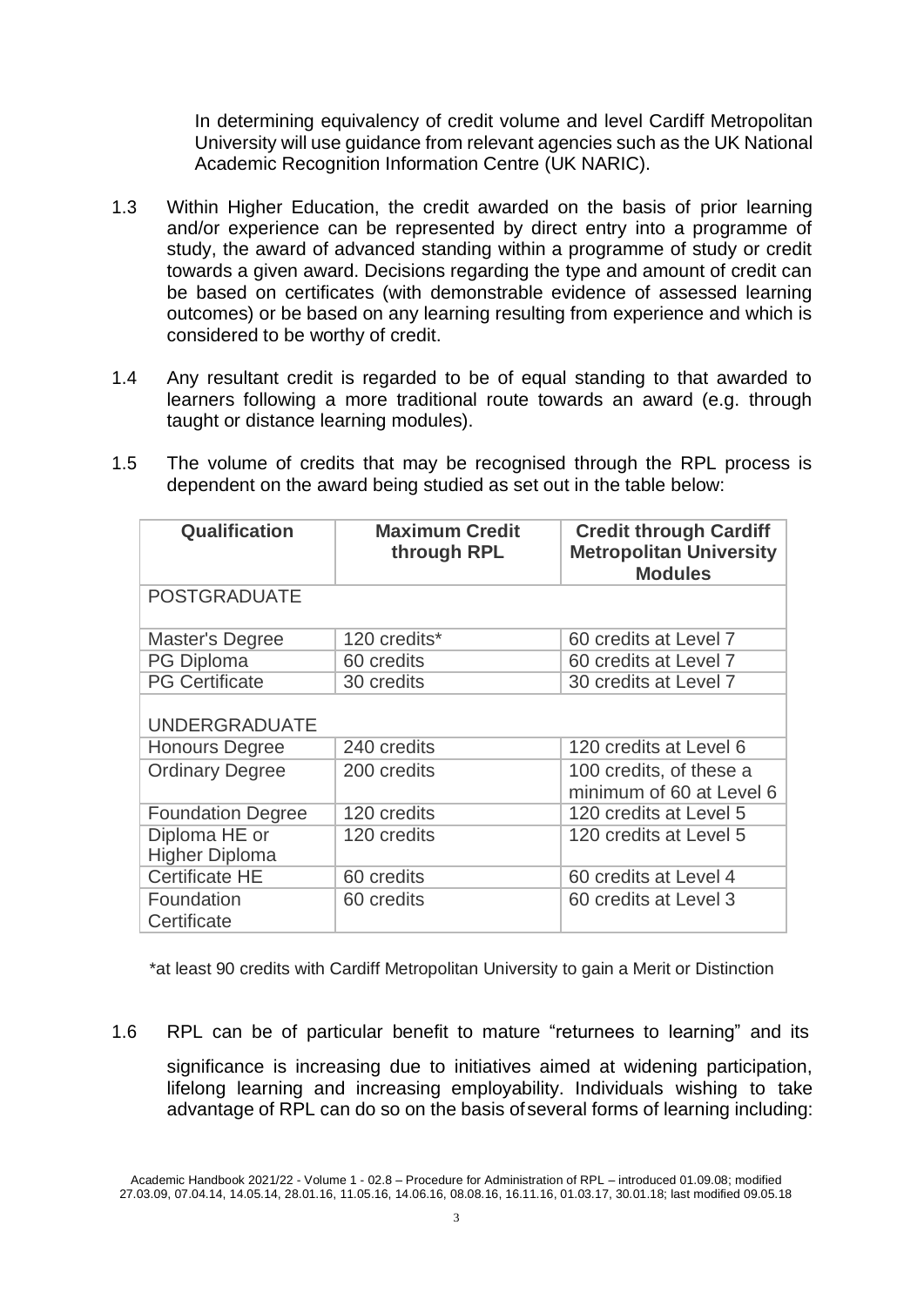In determining equivalency of credit volume and level Cardiff Metropolitan University will use guidance from relevant agencies such as the UK National Academic Recognition Information Centre (UK NARIC).

1.3 Within Higher Education, the credit awarded on the basis of prior learning and/or experience can be represented by direct entry into a programme of study, the award of advanced standing within a programme of study or credit towards a given award. Decisions regarding the type and amount of credit can be based on certificates (with demonstrable evidence of assessed learning outcomes) or be based on any learning resulting from experience and which is considered to be worthy of credit.

1.4 Any resultant credit is regarded to be of equal standing to that awarded to learners following a more traditional route towards an award (e.g. through taught or distance learning modules).

1.5 The volume of credits that may be recognised through the RPL process is dependent on the award being studied as set out in the table below:

| Qualification | Maximum Credit through RPL | Credit through Cardiff Metropolitan University Modules |
|---|---|---|
| POSTGRADUATE | | |
| Master's Degree | 120 credits* | 60 credits at Level 7 |
| PG Diploma | 60 credits | 60 credits at Level 7 |
| PG Certificate | 30 credits | 30 credits at Level 7 |
| UNDERGRADUATE | | |
| Honours Degree | 240 credits | 120 credits at Level 6 |
| Ordinary Degree | 200 credits | 100 credits, of these a minimum of 60 at Level 6 |
| Foundation Degree | 120 credits | 120 credits at Level 5 |
| Diploma HE or Higher Diploma | 120 credits | 120 credits at Level 5 |
| Certificate HE | 60 credits | 60 credits at Level 4 |
| Foundation Certificate | 60 credits | 60 credits at Level 3 |

*at least 90 credits with Cardiff Metropolitan University to gain a Merit or Distinction

1.6 RPL can be of particular benefit to mature "returnees to learning" and its significance is increasing due to initiatives aimed at widening participation, lifelong learning and increasing employability. Individuals wishing to take advantage of RPL can do so on the basis of several forms of learning including: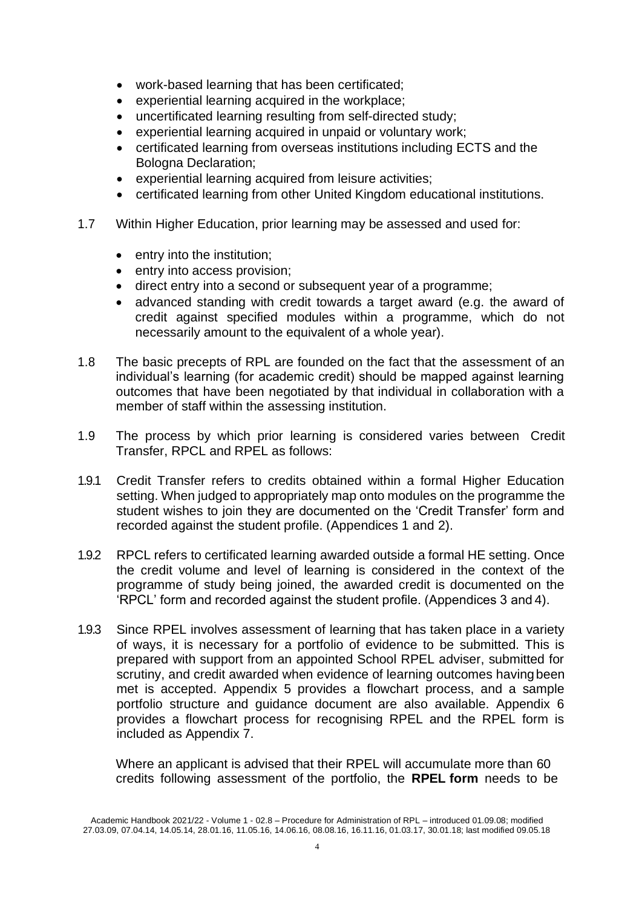- work-based learning that has been certificated;
- experiential learning acquired in the workplace;
- uncertificated learning resulting from self-directed study;
- experiential learning acquired in unpaid or voluntary work;
- certificated learning from overseas institutions including ECTS and the Bologna Declaration;
- experiential learning acquired from leisure activities;
- certificated learning from other United Kingdom educational institutions.

1.7 Within Higher Education, prior learning may be assessed and used for:

- entry into the institution;
- entry into access provision;
- direct entry into a second or subsequent year of a programme;
- advanced standing with credit towards a target award (e.g. the award of credit against specified modules within a programme, which do not necessarily amount to the equivalent of a whole year).

1.8 The basic precepts of RPL are founded on the fact that the assessment of an individual's learning (for academic credit) should be mapped against learning outcomes that have been negotiated by that individual in collaboration with a member of staff within the assessing institution.

1.9 The process by which prior learning is considered varies between Credit Transfer, RPCL and RPEL as follows:

1.9.1 Credit Transfer refers to credits obtained within a formal Higher Education setting. When judged to appropriately map onto modules on the programme the student wishes to join they are documented on the 'Credit Transfer' form and recorded against the student profile. (Appendices 1 and 2).

1.9.2 RPCL refers to certificated learning awarded outside a formal HE setting. Once the credit volume and level of learning is considered in the context of the programme of study being joined, the awarded credit is documented on the 'RPCL' form and recorded against the student profile. (Appendices 3 and 4).

1.9.3 Since RPEL involves assessment of learning that has taken place in a variety of ways, it is necessary for a portfolio of evidence to be submitted. This is prepared with support from an appointed School RPEL adviser, submitted for scrutiny, and credit awarded when evidence of learning outcomes having been met is accepted. Appendix 5 provides a flowchart process, and a sample portfolio structure and guidance document are also available. Appendix 6 provides a flowchart process for recognising RPEL and the RPEL form is included as Appendix 7.

Where an applicant is advised that their RPEL will accumulate more than 60 credits following assessment of the portfolio, the **RPEL form** needs to be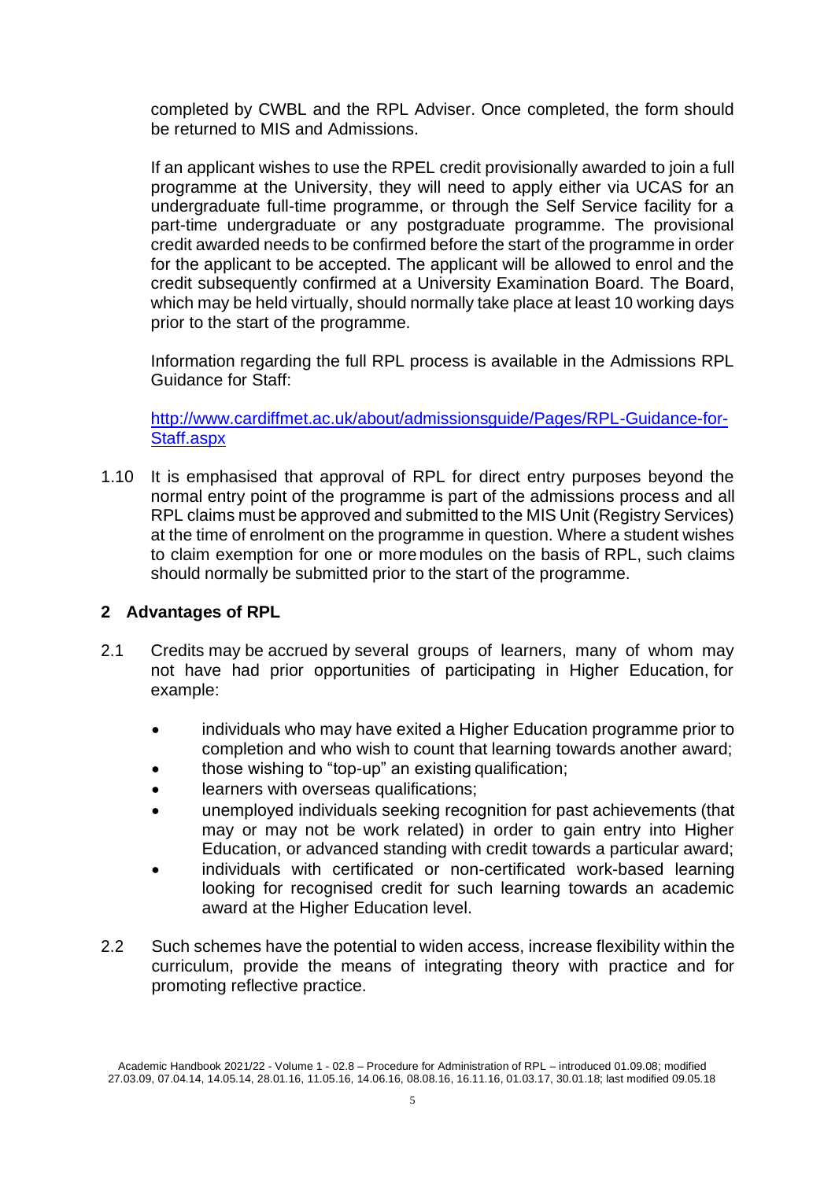completed by CWBL and the RPL Adviser. Once completed, the form should be returned to MIS and Admissions.

If an applicant wishes to use the RPEL credit provisionally awarded to join a full programme at the University, they will need to apply either via UCAS for an undergraduate full-time programme, or through the Self Service facility for a part-time undergraduate or any postgraduate programme. The provisional credit awarded needs to be confirmed before the start of the programme in order for the applicant to be accepted. The applicant will be allowed to enrol and the credit subsequently confirmed at a University Examination Board. The Board, which may be held virtually, should normally take place at least 10 working days prior to the start of the programme.

Information regarding the full RPL process is available in the Admissions RPL Guidance for Staff:

[http://www.cardiffmet.ac.uk/about/admissionsguide/Pages/RPL-Guidance-for-Staff.aspx](http://www.cardiffmet.ac.uk/about/admissionsguide/Pages/RPL-Guidance-for-Staff.aspx)

1.10 It is emphasised that approval of RPL for direct entry purposes beyond the normal entry point of the programme is part of the admissions process and all RPL claims must be approved and submitted to the MIS Unit (Registry Services) at the time of enrolment on the programme in question. Where a student wishes to claim exemption for one or more modules on the basis of RPL, such claims should normally be submitted prior to the start of the programme.

## 2 Advantages of RPL

2.1 Credits may be accrued by several groups of learners, many of whom may not have had prior opportunities of participating in Higher Education, for example:

- individuals who may have exited a Higher Education programme prior to completion and who wish to count that learning towards another award;
- those wishing to "top-up" an existing qualification;
- learners with overseas qualifications;
- unemployed individuals seeking recognition for past achievements (that may or may not be work related) in order to gain entry into Higher Education, or advanced standing with credit towards a particular award;
- individuals with certificated or non-certificated work-based learning looking for recognised credit for such learning towards an academic award at the Higher Education level.

2.2 Such schemes have the potential to widen access, increase flexibility within the curriculum, provide the means of integrating theory with practice and for promoting reflective practice.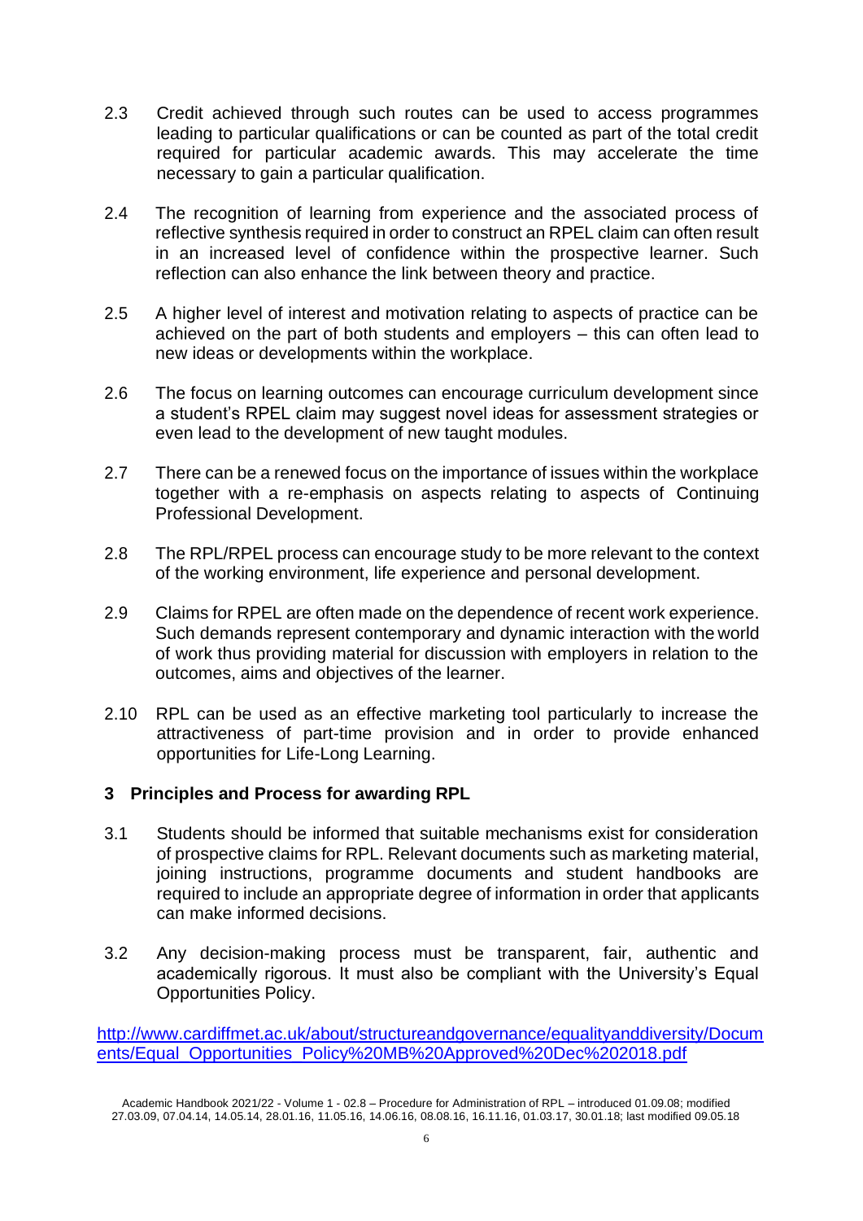2.3 Credit achieved through such routes can be used to access programmes leading to particular qualifications or can be counted as part of the total credit required for particular academic awards. This may accelerate the time necessary to gain a particular qualification.

2.4 The recognition of learning from experience and the associated process of reflective synthesis required in order to construct an RPEL claim can often result in an increased level of confidence within the prospective learner. Such reflection can also enhance the link between theory and practice.

2.5 A higher level of interest and motivation relating to aspects of practice can be achieved on the part of both students and employers – this can often lead to new ideas or developments within the workplace.

2.6 The focus on learning outcomes can encourage curriculum development since a student's RPEL claim may suggest novel ideas for assessment strategies or even lead to the development of new taught modules.

2.7 There can be a renewed focus on the importance of issues within the workplace together with a re-emphasis on aspects relating to aspects of Continuing Professional Development.

2.8 The RPL/RPEL process can encourage study to be more relevant to the context of the working environment, life experience and personal development.

2.9 Claims for RPEL are often made on the dependence of recent work experience. Such demands represent contemporary and dynamic interaction with the world of work thus providing material for discussion with employers in relation to the outcomes, aims and objectives of the learner.

2.10 RPL can be used as an effective marketing tool particularly to increase the attractiveness of part-time provision and in order to provide enhanced opportunities for Life-Long Learning.

## 3 Principles and Process for awarding RPL

3.1 Students should be informed that suitable mechanisms exist for consideration of prospective claims for RPL. Relevant documents such as marketing material, joining instructions, programme documents and student handbooks are required to include an appropriate degree of information in order that applicants can make informed decisions.

3.2 Any decision-making process must be transparent, fair, authentic and academically rigorous. It must also be compliant with the University's Equal Opportunities Policy.

[http://www.cardiffmet.ac.uk/about/structureandgovernance/equalityanddiversity/Documents/Equal_Opportunities_Policy%20MB%20Approved%20Dec%202018.pdf](http://www.cardiffmet.ac.uk/about/structureandgovernance/equalityanddiversity/Documents/Equal_Opportunities_Policy%20MB%20Approved%20Dec%202018.pdf)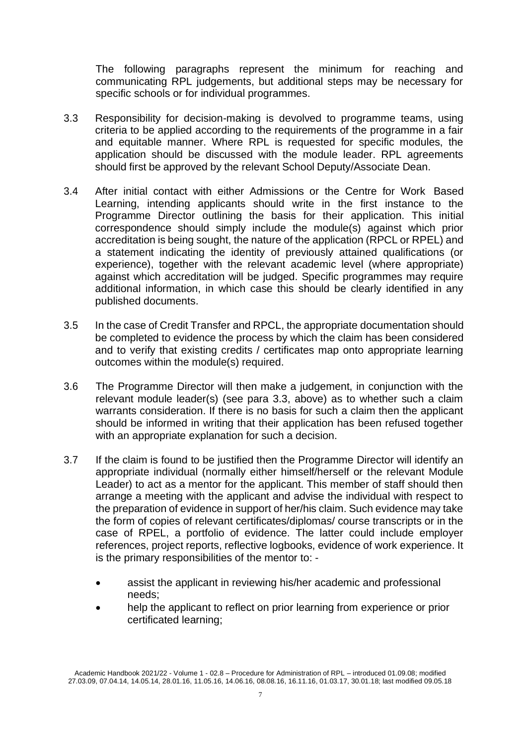The following paragraphs represent the minimum for reaching and communicating RPL judgements, but additional steps may be necessary for specific schools or for individual programmes.

3.3 Responsibility for decision-making is devolved to programme teams, using criteria to be applied according to the requirements of the programme in a fair and equitable manner. Where RPL is requested for specific modules, the application should be discussed with the module leader. RPL agreements should first be approved by the relevant School Deputy/Associate Dean.

3.4 After initial contact with either Admissions or the Centre for Work Based Learning, intending applicants should write in the first instance to the Programme Director outlining the basis for their application. This initial correspondence should simply include the module(s) against which prior accreditation is being sought, the nature of the application (RPCL or RPEL) and a statement indicating the identity of previously attained qualifications (or experience), together with the relevant academic level (where appropriate) against which accreditation will be judged. Specific programmes may require additional information, in which case this should be clearly identified in any published documents.

3.5 In the case of Credit Transfer and RPCL, the appropriate documentation should be completed to evidence the process by which the claim has been considered and to verify that existing credits / certificates map onto appropriate learning outcomes within the module(s) required.

3.6 The Programme Director will then make a judgement, in conjunction with the relevant module leader(s) (see para 3.3, above) as to whether such a claim warrants consideration. If there is no basis for such a claim then the applicant should be informed in writing that their application has been refused together with an appropriate explanation for such a decision.

3.7 If the claim is found to be justified then the Programme Director will identify an appropriate individual (normally either himself/herself or the relevant Module Leader) to act as a mentor for the applicant. This member of staff should then arrange a meeting with the applicant and advise the individual with respect to the preparation of evidence in support of her/his claim. Such evidence may take the form of copies of relevant certificates/diplomas/ course transcripts or in the case of RPEL, a portfolio of evidence. The latter could include employer references, project reports, reflective logbooks, evidence of work experience. It is the primary responsibilities of the mentor to: -

- assist the applicant in reviewing his/her academic and professional needs;
- help the applicant to reflect on prior learning from experience or prior certificated learning;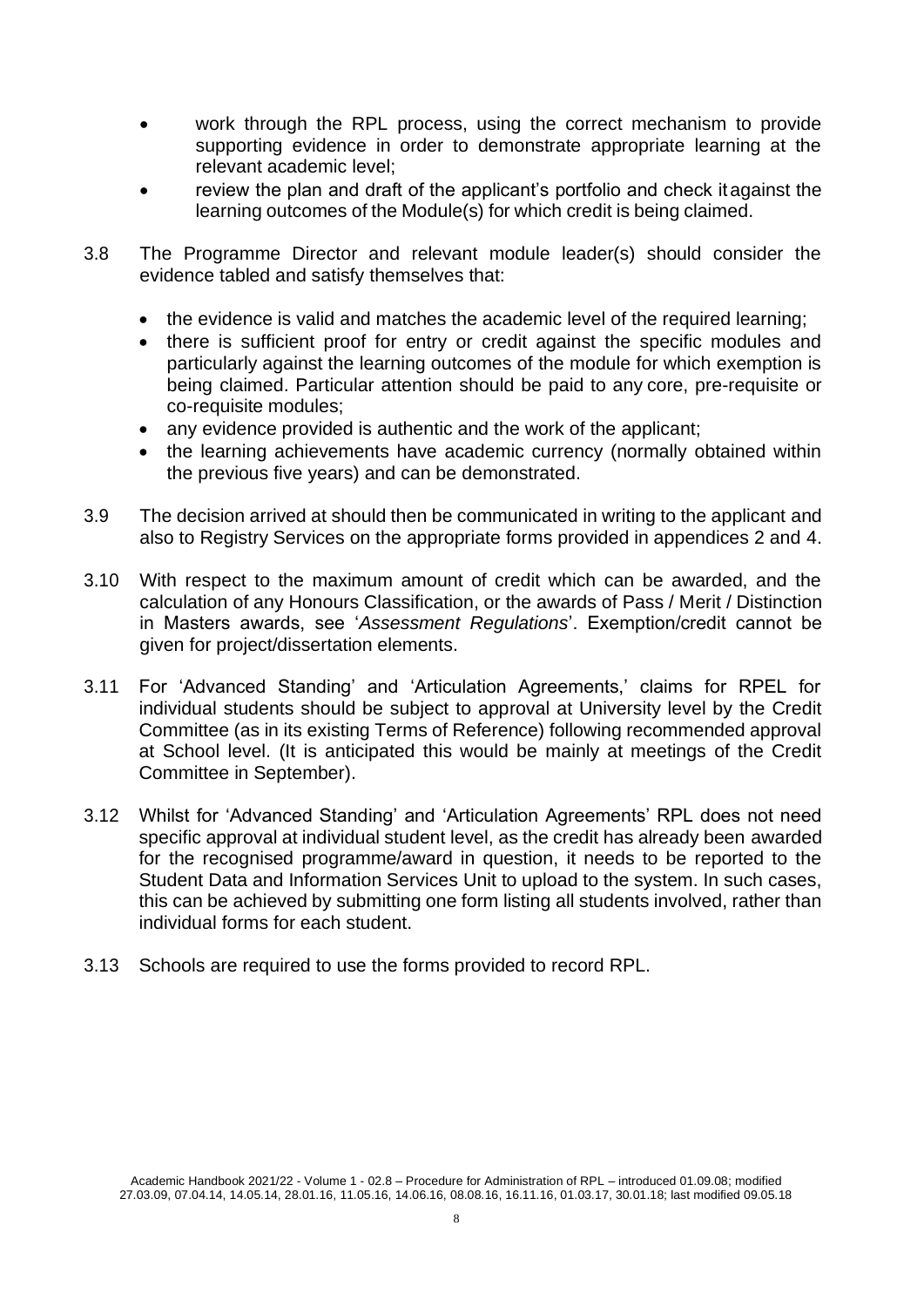- work through the RPL process, using the correct mechanism to provide supporting evidence in order to demonstrate appropriate learning at the relevant academic level;
- review the plan and draft of the applicant's portfolio and check it against the learning outcomes of the Module(s) for which credit is being claimed.

3.8 The Programme Director and relevant module leader(s) should consider the evidence tabled and satisfy themselves that:

- the evidence is valid and matches the academic level of the required learning;
- there is sufficient proof for entry or credit against the specific modules and particularly against the learning outcomes of the module for which exemption is being claimed. Particular attention should be paid to any core, pre-requisite or co-requisite modules;
- any evidence provided is authentic and the work of the applicant;
- the learning achievements have academic currency (normally obtained within the previous five years) and can be demonstrated.

3.9 The decision arrived at should then be communicated in writing to the applicant and also to Registry Services on the appropriate forms provided in appendices 2 and 4.

3.10 With respect to the maximum amount of credit which can be awarded, and the calculation of any Honours Classification, or the awards of Pass / Merit / Distinction in Masters awards, see '*Assessment Regulations*'. Exemption/credit cannot be given for project/dissertation elements.

3.11 For 'Advanced Standing' and 'Articulation Agreements,' claims for RPEL for individual students should be subject to approval at University level by the Credit Committee (as in its existing Terms of Reference) following recommended approval at School level. (It is anticipated this would be mainly at meetings of the Credit Committee in September).

3.12 Whilst for 'Advanced Standing' and 'Articulation Agreements' RPL does not need specific approval at individual student level, as the credit has already been awarded for the recognised programme/award in question, it needs to be reported to the Student Data and Information Services Unit to upload to the system. In such cases, this can be achieved by submitting one form listing all students involved, rather than individual forms for each student.

3.13 Schools are required to use the forms provided to record RPL.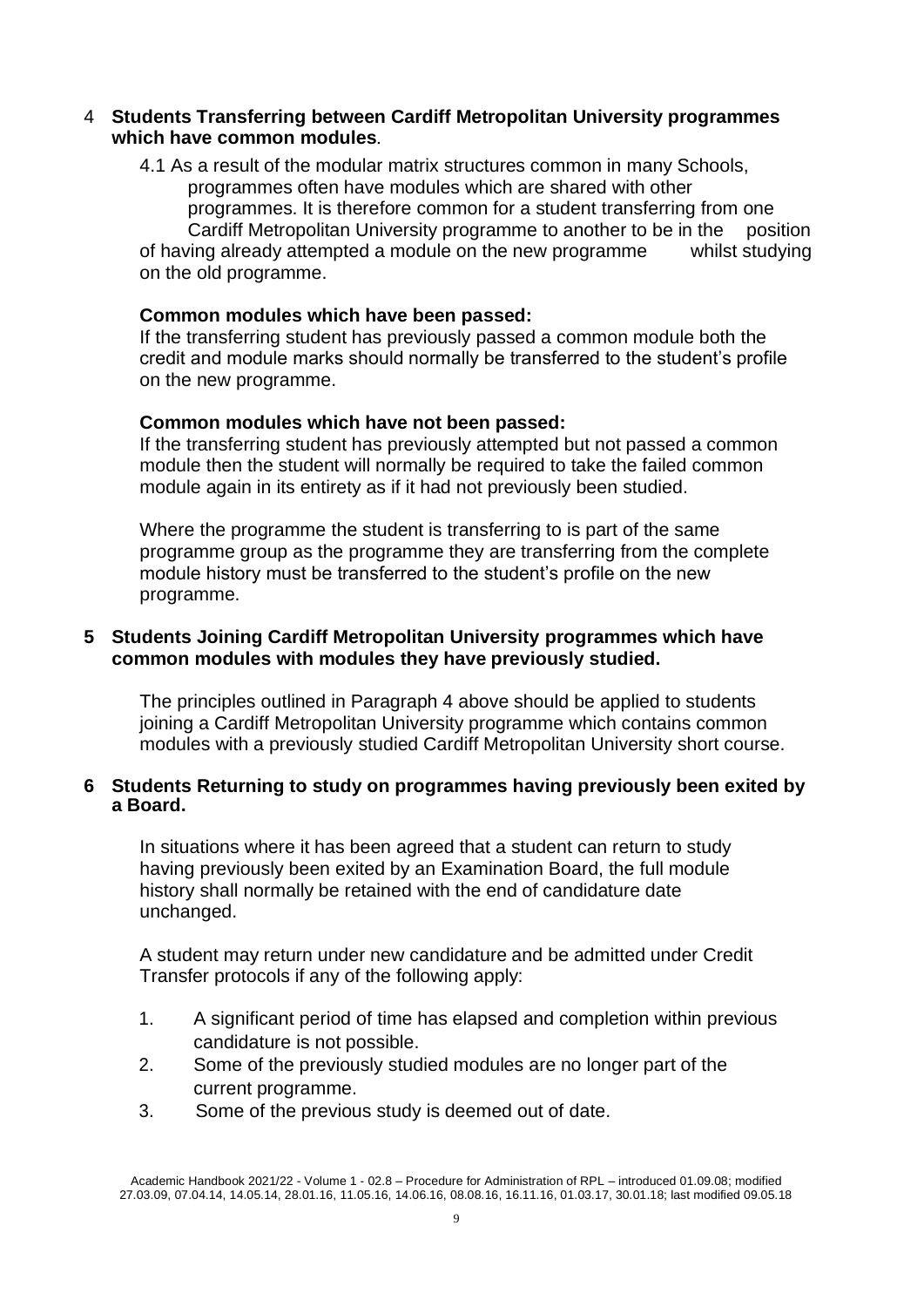## 4 Students Transferring between Cardiff Metropolitan University programmes which have common modules.

4.1 As a result of the modular matrix structures common in many Schools, programmes often have modules which are shared with other programmes. It is therefore common for a student transferring from one Cardiff Metropolitan University programme to another to be in the position of having already attempted a module on the new programme whilst studying on the old programme.

**Common modules which have been passed:**

If the transferring student has previously passed a common module both the credit and module marks should normally be transferred to the student's profile on the new programme.

**Common modules which have not been passed:**

If the transferring student has previously attempted but not passed a common module then the student will normally be required to take the failed common module again in its entirety as if it had not previously been studied.

Where the programme the student is transferring to is part of the same programme group as the programme they are transferring from the complete module history must be transferred to the student's profile on the new programme.

## 5 Students Joining Cardiff Metropolitan University programmes which have common modules with modules they have previously studied.

The principles outlined in Paragraph 4 above should be applied to students joining a Cardiff Metropolitan University programme which contains common modules with a previously studied Cardiff Metropolitan University short course.

## 6 Students Returning to study on programmes having previously been exited by a Board.

In situations where it has been agreed that a student can return to study having previously been exited by an Examination Board, the full module history shall normally be retained with the end of candidature date unchanged.

A student may return under new candidature and be admitted under Credit Transfer protocols if any of the following apply:

1. A significant period of time has elapsed and completion within previous candidature is not possible.
2. Some of the previously studied modules are no longer part of the current programme.
3. Some of the previous study is deemed out of date.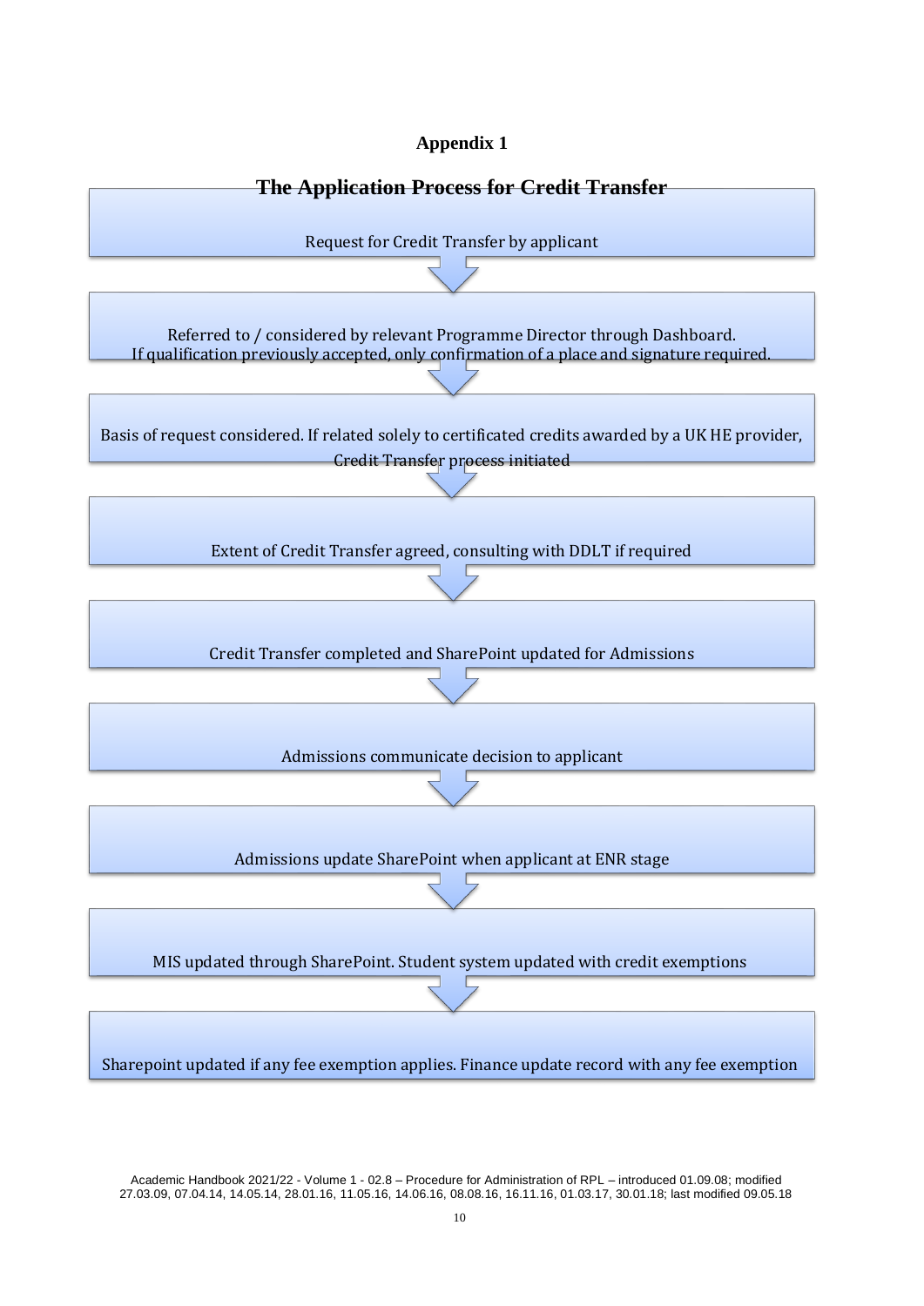**Appendix 1**

**The Application Process for Credit Transfer**

Request for Credit Transfer by applicant

↓

Referred to / considered by relevant Programme Director through Dashboard.
If qualification previously accepted, only confirmation of a place and signature required.

↓

Basis of request considered. If related solely to certificated credits awarded by a UK HE provider, Credit Transfer process initiated

↓

Extent of Credit Transfer agreed, consulting with DDLT if required

↓

Credit Transfer completed and SharePoint updated for Admissions

↓

Admissions communicate decision to applicant

↓

Admissions update SharePoint when applicant at ENR stage

↓

MIS updated through SharePoint. Student system updated with credit exemptions

↓

Sharepoint updated if any fee exemption applies. Finance update record with any fee exemption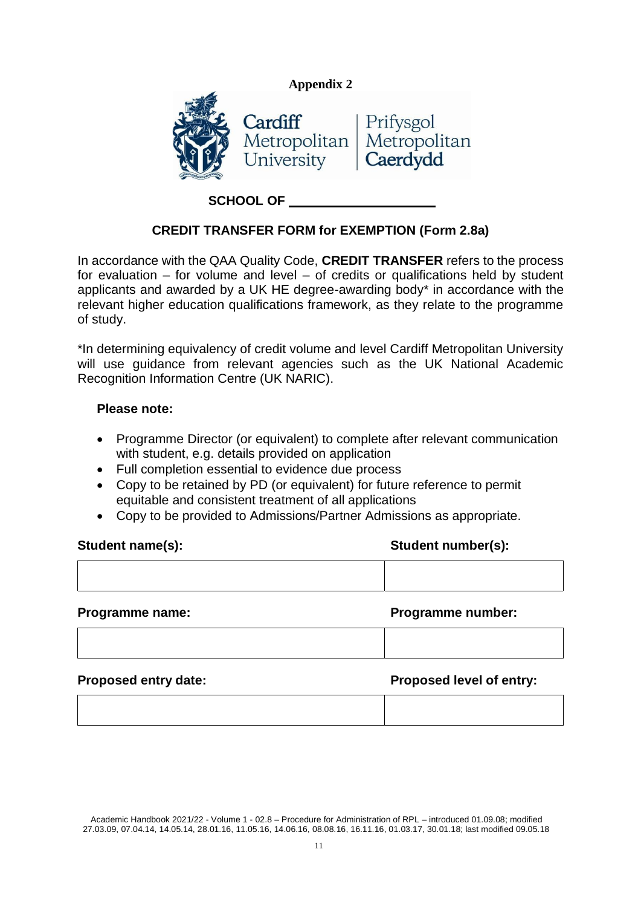**Appendix 2**

Cardiff Metropolitan University | Prifysgol Metropolitan Caerdydd

**SCHOOL OF \_\_\_\_\_\_\_\_\_\_\_\_\_\_\_\_\_\_\_\_**

## CREDIT TRANSFER FORM for EXEMPTION (Form 2.8a)

In accordance with the QAA Quality Code, **CREDIT TRANSFER** refers to the process for evaluation – for volume and level – of credits or qualifications held by student applicants and awarded by a UK HE degree-awarding body* in accordance with the relevant higher education qualifications framework, as they relate to the programme of study.

*In determining equivalency of credit volume and level Cardiff Metropolitan University will use guidance from relevant agencies such as the UK National Academic Recognition Information Centre (UK NARIC).

**Please note:**

- Programme Director (or equivalent) to complete after relevant communication with student, e.g. details provided on application
- Full completion essential to evidence due process
- Copy to be retained by PD (or equivalent) for future reference to permit equitable and consistent treatment of all applications
- Copy to be provided to Admissions/Partner Admissions as appropriate.

| **Student name(s):** | **Student number(s):** |
|---|---|
| | |

| **Programme name:** | **Programme number:** |
|---|---|
| | |

| **Proposed entry date:** | **Proposed level of entry:** |
|---|---|
| | |

Academic Handbook 2021/22 - Volume 1 - 02.8 – Procedure for Administration of RPL – introduced 01.09.08; modified 27.03.09, 07.04.14, 14.05.14, 28.01.16, 11.05.16, 14.06.16, 08.08.16, 16.11.16, 01.03.17, 30.01.18; last modified 09.05.18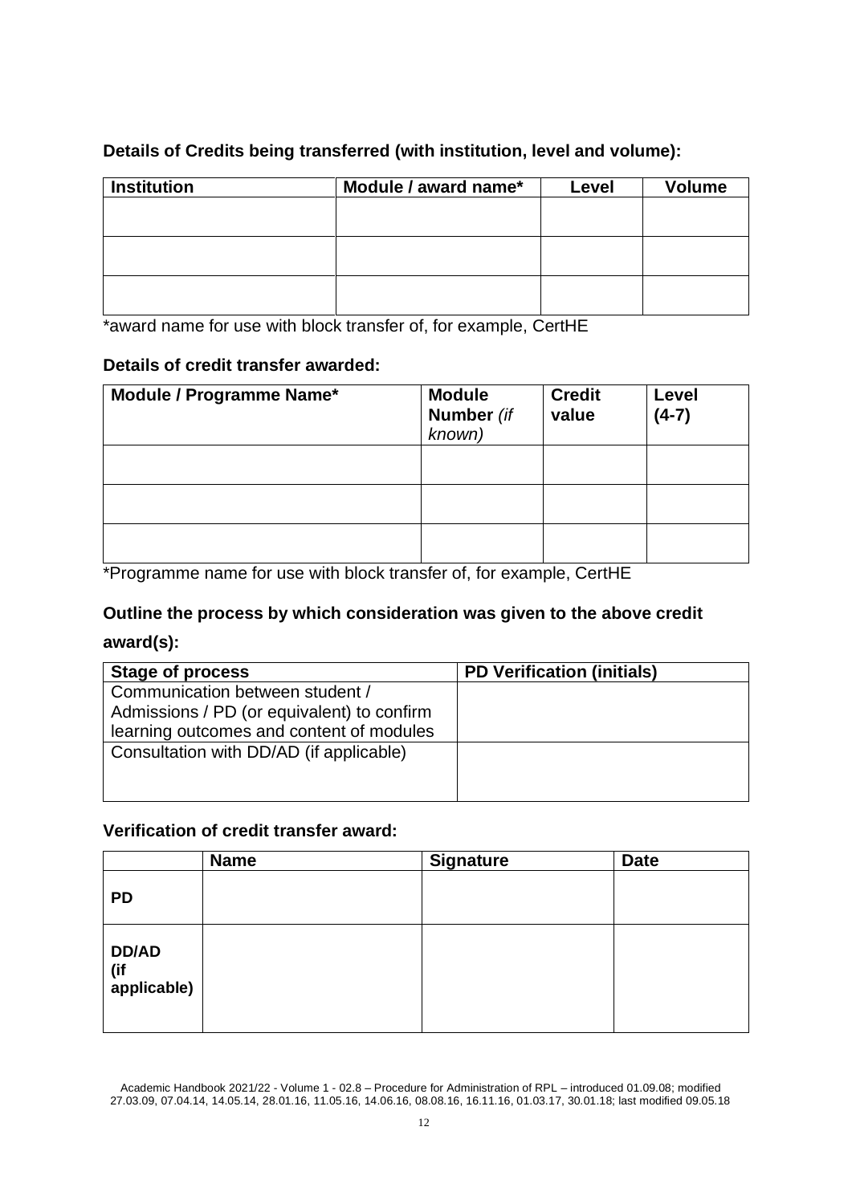**Details of Credits being transferred (with institution, level and volume):**

| Institution | Module / award name* | Level | Volume |
| --- | --- | --- | --- |
| | | | |
| | | | |
| | | | |

*award name for use with block transfer of, for example, CertHE

**Details of credit transfer awarded:**

| Module / Programme Name* | Module Number *(if known)* | Credit value | Level (4-7) |
| --- | --- | --- | --- |
| | | | |
| | | | |
| | | | |

*Programme name for use with block transfer of, for example, CertHE

**Outline the process by which consideration was given to the above credit award(s):**

| Stage of process | PD Verification (initials) |
| --- | --- |
| Communication between student / Admissions / PD (or equivalent) to confirm learning outcomes and content of modules | |
| Consultation with DD/AD (if applicable) | |

**Verification of credit transfer award:**

| | Name | Signature | Date |
| --- | --- | --- | --- |
| **PD** | | | |
| **DD/AD (if applicable)** | | | |

Academic Handbook 2021/22 - Volume 1 - 02.8 – Procedure for Administration of RPL – introduced 01.09.08; modified 27.03.09, 07.04.14, 14.05.14, 28.01.16, 11.05.16, 14.06.16, 08.08.16, 16.11.16, 01.03.17, 30.01.18; last modified 09.05.18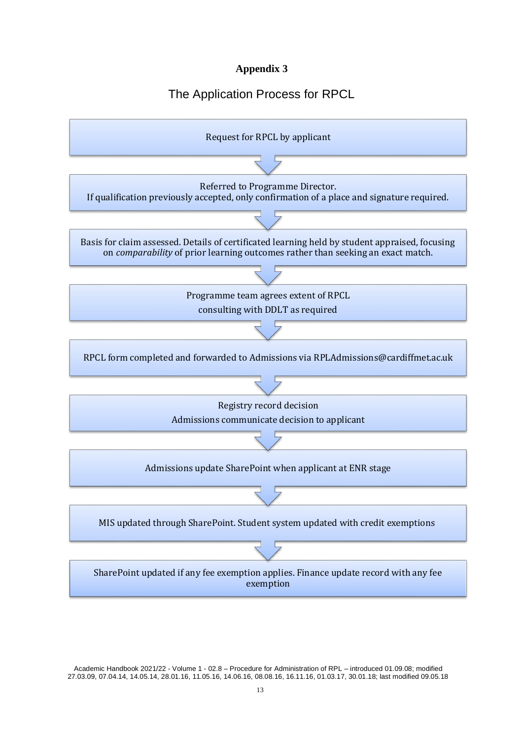## Appendix 3

# The Application Process for RPCL

Request for RPCL by applicant

↓

Referred to Programme Director.
If qualification previously accepted, only confirmation of a place and signature required.

↓

Basis for claim assessed. Details of certificated learning held by student appraised, focusing on *comparability* of prior learning outcomes rather than seeking an exact match.

↓

Programme team agrees extent of RPCL
consulting with DDLT as required

↓

RPCL form completed and forwarded to Admissions via RPLAdmissions@cardiffmet.ac.uk

↓

Registry record decision
Admissions communicate decision to applicant

↓

Admissions update SharePoint when applicant at ENR stage

↓

MIS updated through SharePoint. Student system updated with credit exemptions

↓

SharePoint updated if any fee exemption applies. Finance update record with any fee exemption

Academic Handbook 2021/22 - Volume 1 - 02.8 – Procedure for Administration of RPL – introduced 01.09.08; modified 27.03.09, 07.04.14, 14.05.14, 28.01.16, 11.05.16, 14.06.16, 08.08.16, 16.11.16, 01.03.17, 30.01.18; last modified 09.05.18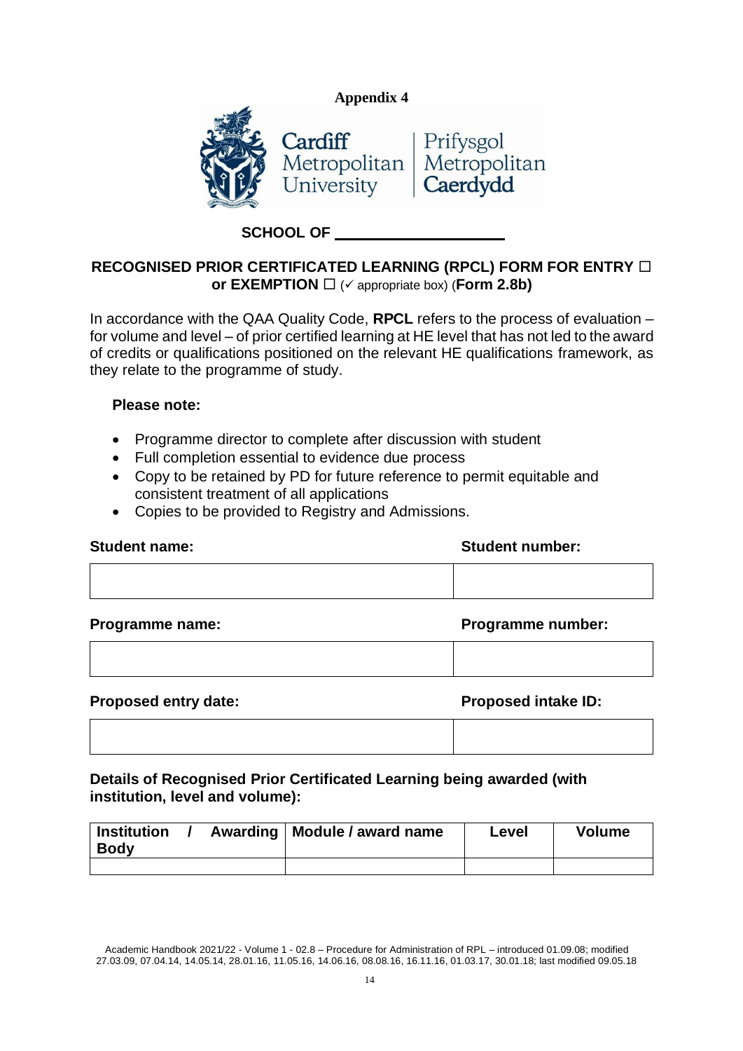**Appendix 4**

Cardiff Metropolitan University | Prifysgol Metropolitan Caerdydd

**SCHOOL OF \_\_\_\_\_\_\_\_\_\_\_\_\_\_\_\_\_\_\_\_**

## RECOGNISED PRIOR CERTIFICATED LEARNING (RPCL) FORM FOR ENTRY ☐ or EXEMPTION ☐ (✓ appropriate box) (Form 2.8b)

In accordance with the QAA Quality Code, **RPCL** refers to the process of evaluation – for volume and level – of prior certified learning at HE level that has not led to the award of credits or qualifications positioned on the relevant HE qualifications framework, as they relate to the programme of study.

**Please note:**

- Programme director to complete after discussion with student
- Full completion essential to evidence due process
- Copy to be retained by PD for future reference to permit equitable and consistent treatment of all applications
- Copies to be provided to Registry and Admissions.

| **Student name:** | **Student number:** |
|---|---|
| | |

| **Programme name:** | **Programme number:** |
|---|---|
| | |

| **Proposed entry date:** | **Proposed intake ID:** |
|---|---|
| | |

**Details of Recognised Prior Certificated Learning being awarded (with institution, level and volume):**

| Institution / Awarding Body | Module / award name | Level | Volume |
|---|---|---|---|
| | | | |

Academic Handbook 2021/22 - Volume 1 - 02.8 – Procedure for Administration of RPL – introduced 01.09.08; modified 27.03.09, 07.04.14, 14.05.14, 28.01.16, 11.05.16, 14.06.16, 08.08.16, 16.11.16, 01.03.17, 30.01.18; last modified 09.05.18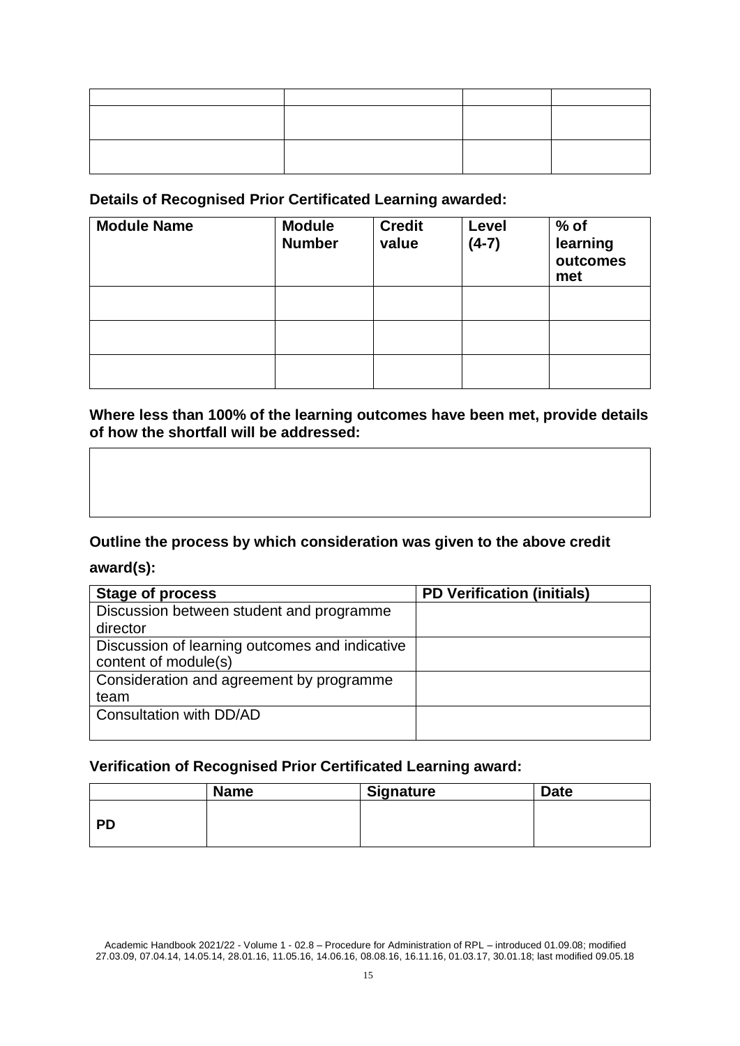| | | | |
|---|---|---|---|
| | | | |
| | | | |

**Details of Recognised Prior Certificated Learning awarded:**

| Module Name | Module Number | Credit value | Level (4-7) | % of learning outcomes met |
|---|---|---|---|---|
| | | | | |
| | | | | |
| | | | | |

**Where less than 100% of the learning outcomes have been met, provide details of how the shortfall will be addressed:**

| |
|---|
| |

**Outline the process by which consideration was given to the above credit award(s):**

| Stage of process | PD Verification (initials) |
|---|---|
| Discussion between student and programme director | |
| Discussion of learning outcomes and indicative content of module(s) | |
| Consideration and agreement by programme team | |
| Consultation with DD/AD | |

**Verification of Recognised Prior Certificated Learning award:**

| | Name | Signature | Date |
|---|---|---|---|
| PD | | | |

Academic Handbook 2021/22 - Volume 1 - 02.8 – Procedure for Administration of RPL – introduced 01.09.08; modified 27.03.09, 07.04.14, 14.05.14, 28.01.16, 11.05.16, 14.06.16, 08.08.16, 16.11.16, 01.03.17, 30.01.18; last modified 09.05.18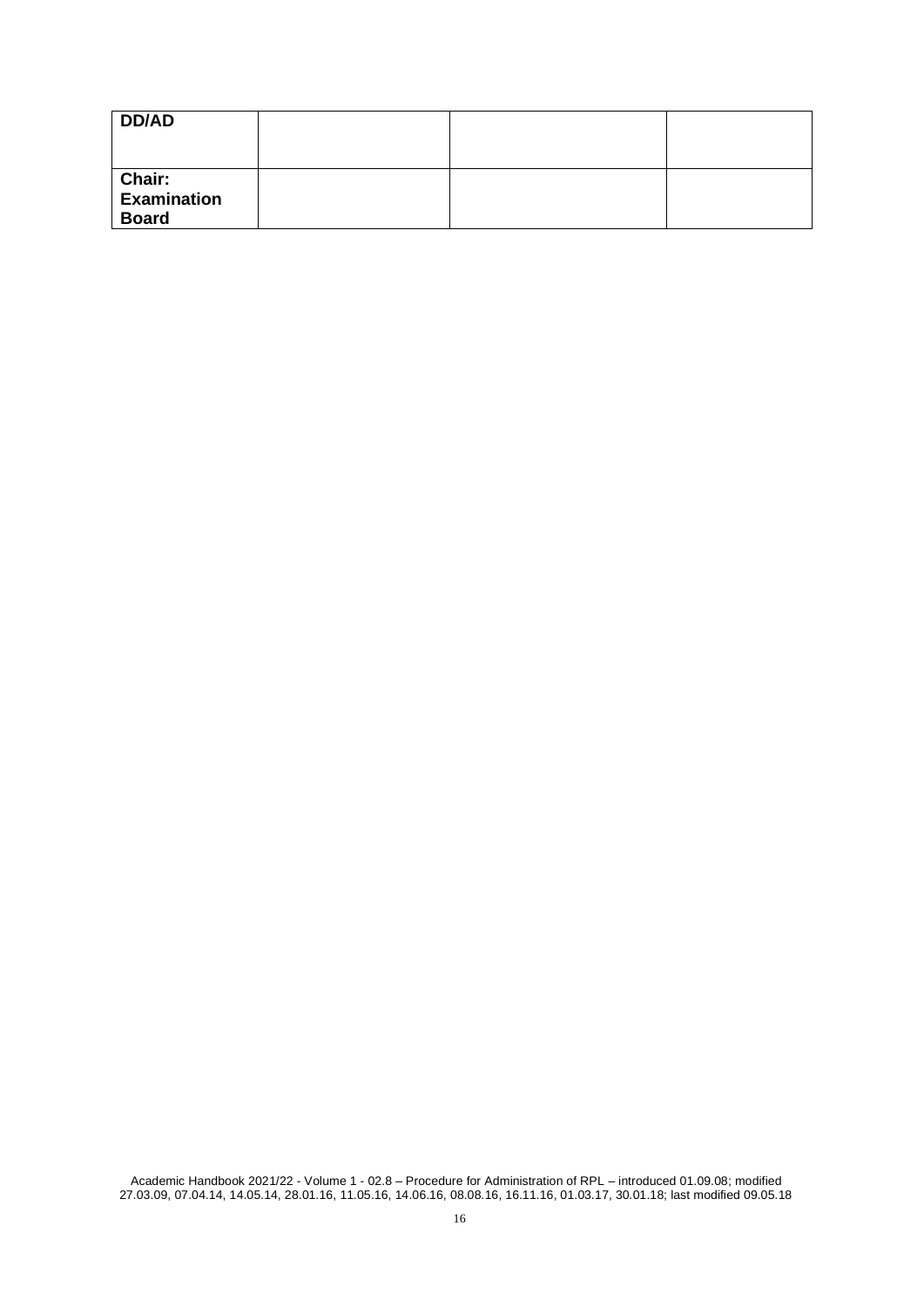| **DD/AD** | | | |
|---|---|---|---|
| **Chair: Examination Board** | | | |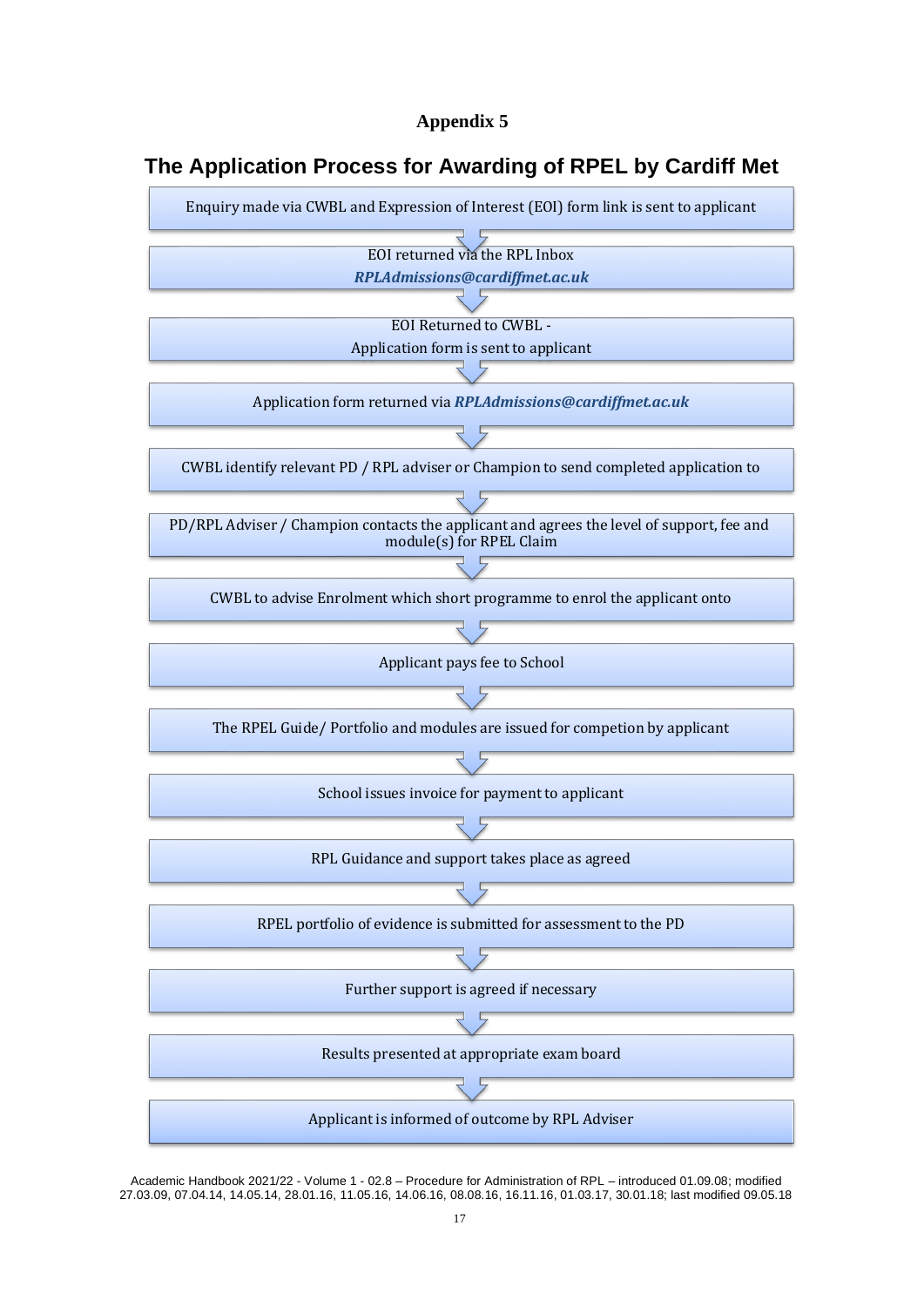**Appendix 5**

## The Application Process for Awarding of RPEL by Cardiff Met

Enquiry made via CWBL and Expression of Interest (EOI) form link is sent to applicant

↓

EOI returned via the RPL Inbox
***RPLAdmissions@cardiffmet.ac.uk***

↓

EOI Returned to CWBL -
Application form is sent to applicant

↓

Application form returned via ***RPLAdmissions@cardiffmet.ac.uk***

↓

CWBL identify relevant PD / RPL adviser or Champion to send completed application to

↓

PD/RPL Adviser / Champion contacts the applicant and agrees the level of support, fee and module(s) for RPEL Claim

↓

CWBL to advise Enrolment which short programme to enrol the applicant onto

↓

Applicant pays fee to School

↓

The RPEL Guide/ Portfolio and modules are issued for competion by applicant

↓

School issues invoice for payment to applicant

↓

RPL Guidance and support takes place as agreed

↓

RPEL portfolio of evidence is submitted for assessment to the PD

↓

Further support is agreed if necessary

↓

Results presented at appropriate exam board

↓

Applicant is informed of outcome by RPL Adviser

Academic Handbook 2021/22 - Volume 1 - 02.8 – Procedure for Administration of RPL – introduced 01.09.08; modified 27.03.09, 07.04.14, 14.05.14, 28.01.16, 11.05.16, 14.06.16, 08.08.16, 16.11.16, 01.03.17, 30.01.18; last modified 09.05.18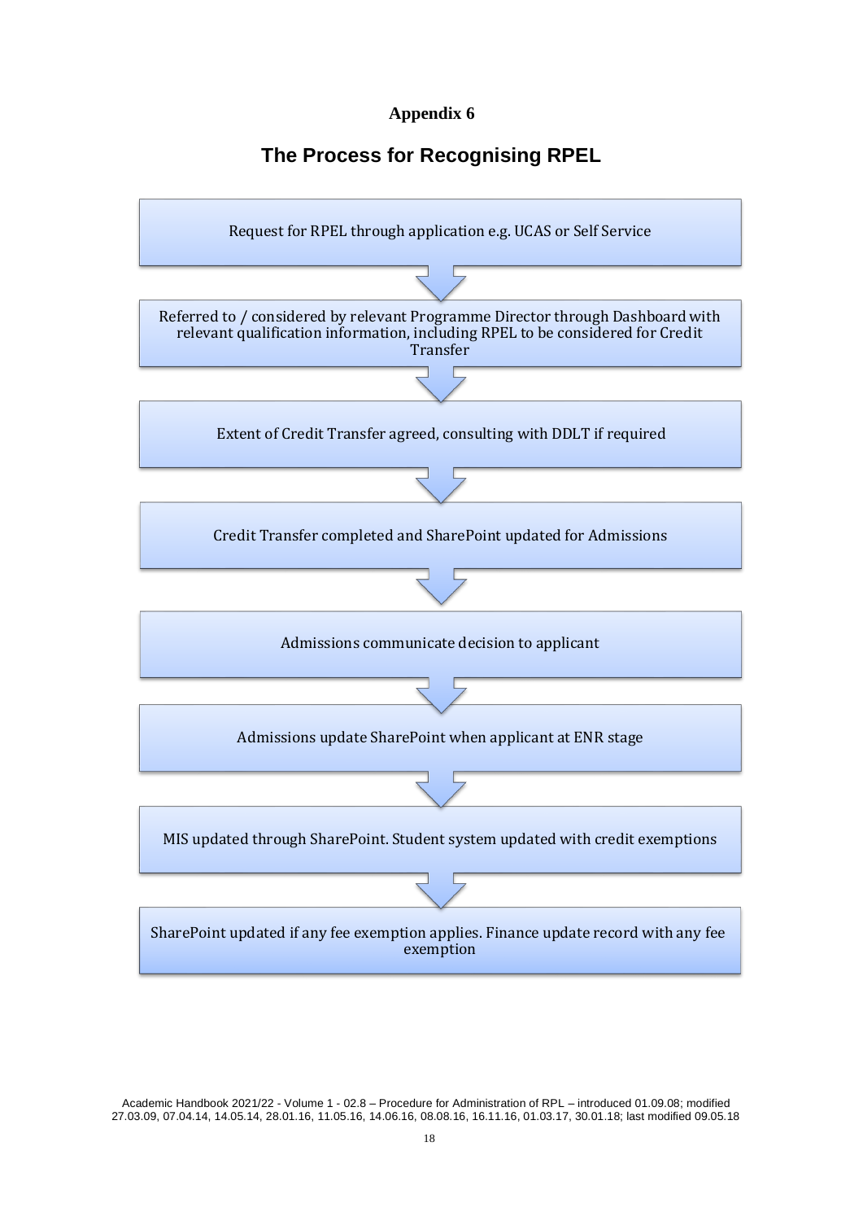**Appendix 6**

## The Process for Recognising RPEL

Request for RPEL through application e.g. UCAS or Self Service

↓

Referred to / considered by relevant Programme Director through Dashboard with relevant qualification information, including RPEL to be considered for Credit Transfer

↓

Extent of Credit Transfer agreed, consulting with DDLT if required

↓

Credit Transfer completed and SharePoint updated for Admissions

↓

Admissions communicate decision to applicant

↓

Admissions update SharePoint when applicant at ENR stage

↓

MIS updated through SharePoint. Student system updated with credit exemptions

↓

SharePoint updated if any fee exemption applies. Finance update record with any fee exemption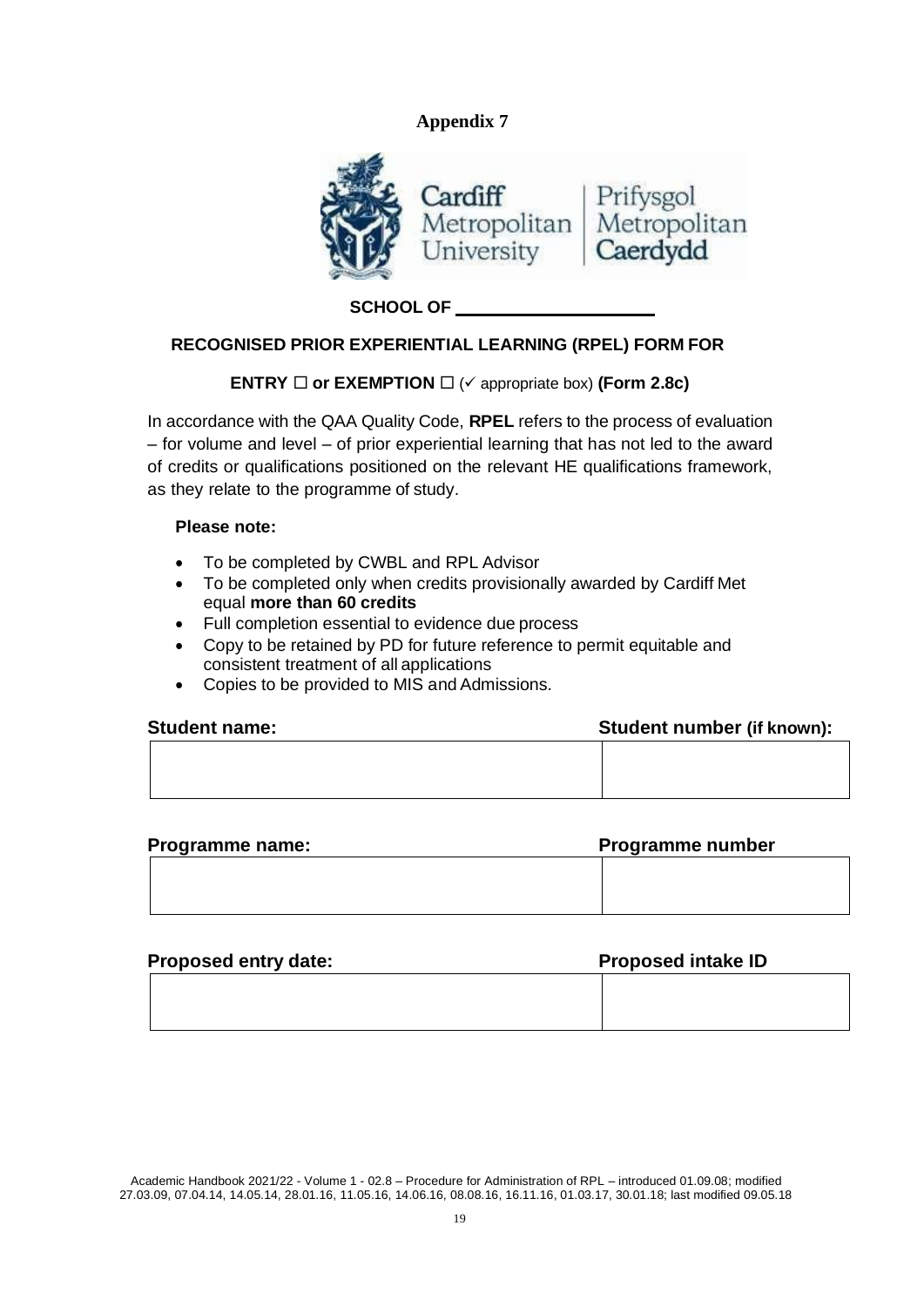**Appendix 7**

Cardiff Metropolitan University | Prifysgol Metropolitan Caerdydd

**SCHOOL OF \_\_\_\_\_\_\_\_\_\_\_\_\_\_\_\_\_\_\_\_**

**RECOGNISED PRIOR EXPERIENTIAL LEARNING (RPEL) FORM FOR**

**ENTRY ☐ or EXEMPTION ☐** (✓ appropriate box) **(Form 2.8c)**

In accordance with the QAA Quality Code, **RPEL** refers to the process of evaluation – for volume and level – of prior experiential learning that has not led to the award of credits or qualifications positioned on the relevant HE qualifications framework, as they relate to the programme of study.

**Please note:**

- To be completed by CWBL and RPL Advisor
- To be completed only when credits provisionally awarded by Cardiff Met equal **more than 60 credits**
- Full completion essential to evidence due process
- Copy to be retained by PD for future reference to permit equitable and consistent treatment of all applications
- Copies to be provided to MIS and Admissions.

| **Student name:** | **Student number (if known):** |
| --- | --- |
| | |

| **Programme name:** | **Programme number** |
| --- | --- |
| | |

| **Proposed entry date:** | **Proposed intake ID** |
| --- | --- |
| | |

Academic Handbook 2021/22 - Volume 1 - 02.8 – Procedure for Administration of RPL – introduced 01.09.08; modified 27.03.09, 07.04.14, 14.05.14, 28.01.16, 11.05.16, 14.06.16, 08.08.16, 16.11.16, 01.03.17, 30.01.18; last modified 09.05.18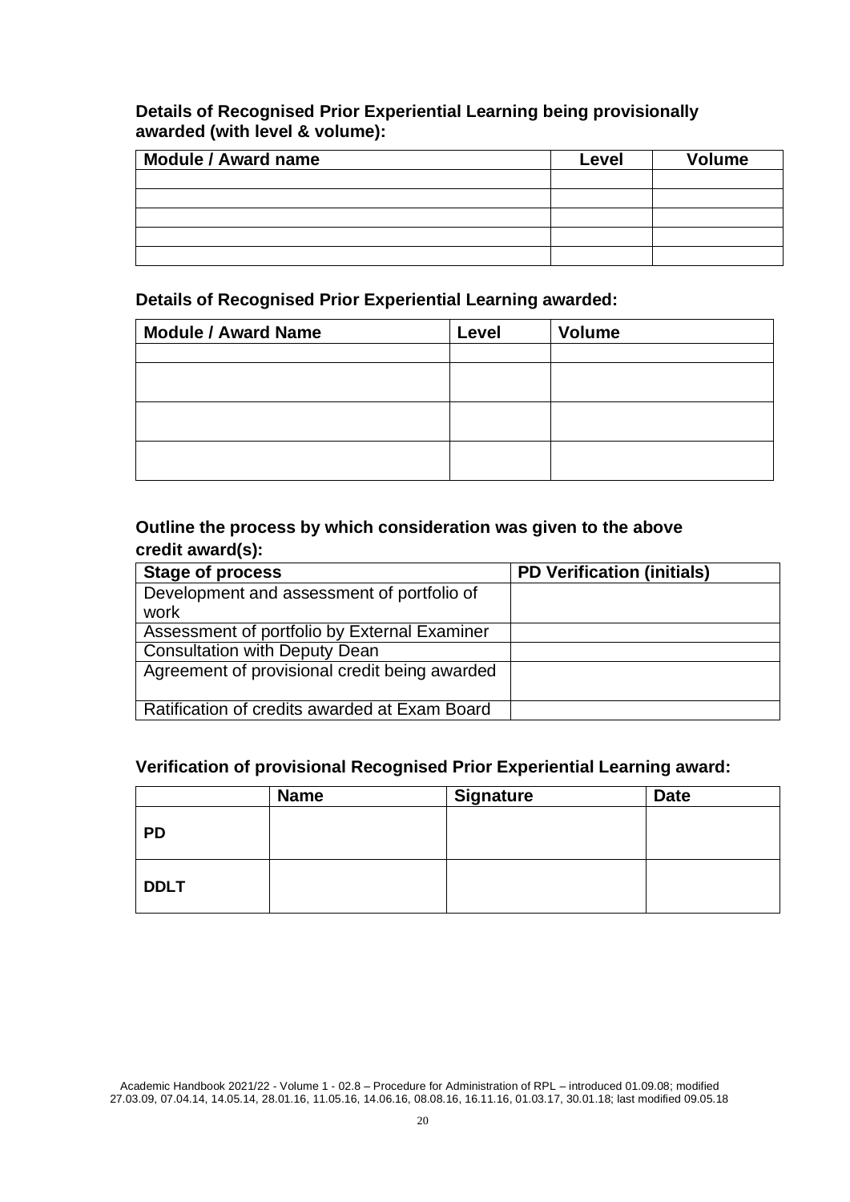**Details of Recognised Prior Experiential Learning being provisionally awarded (with level & volume):**

| Module / Award name | Level | Volume |
|---|---|---|
| | | |
| | | |
| | | |
| | | |
| | | |

**Details of Recognised Prior Experiential Learning awarded:**

| Module / Award Name | Level | Volume |
|---|---|---|
| | | |
| | | |
| | | |
| | | |

**Outline the process by which consideration was given to the above credit award(s):**

| Stage of process | PD Verification (initials) |
|---|---|
| Development and assessment of portfolio of work | |
| Assessment of portfolio by External Examiner | |
| Consultation with Deputy Dean | |
| Agreement of provisional credit being awarded | |
| Ratification of credits awarded at Exam Board | |

**Verification of provisional Recognised Prior Experiential Learning award:**

| | Name | Signature | Date |
|---|---|---|---|
| **PD** | | | |
| **DDLT** | | | |

Academic Handbook 2021/22 - Volume 1 - 02.8 – Procedure for Administration of RPL – introduced 01.09.08; modified 27.03.09, 07.04.14, 14.05.14, 28.01.16, 11.05.16, 14.06.16, 08.08.16, 16.11.16, 01.03.17, 30.01.18; last modified 09.05.18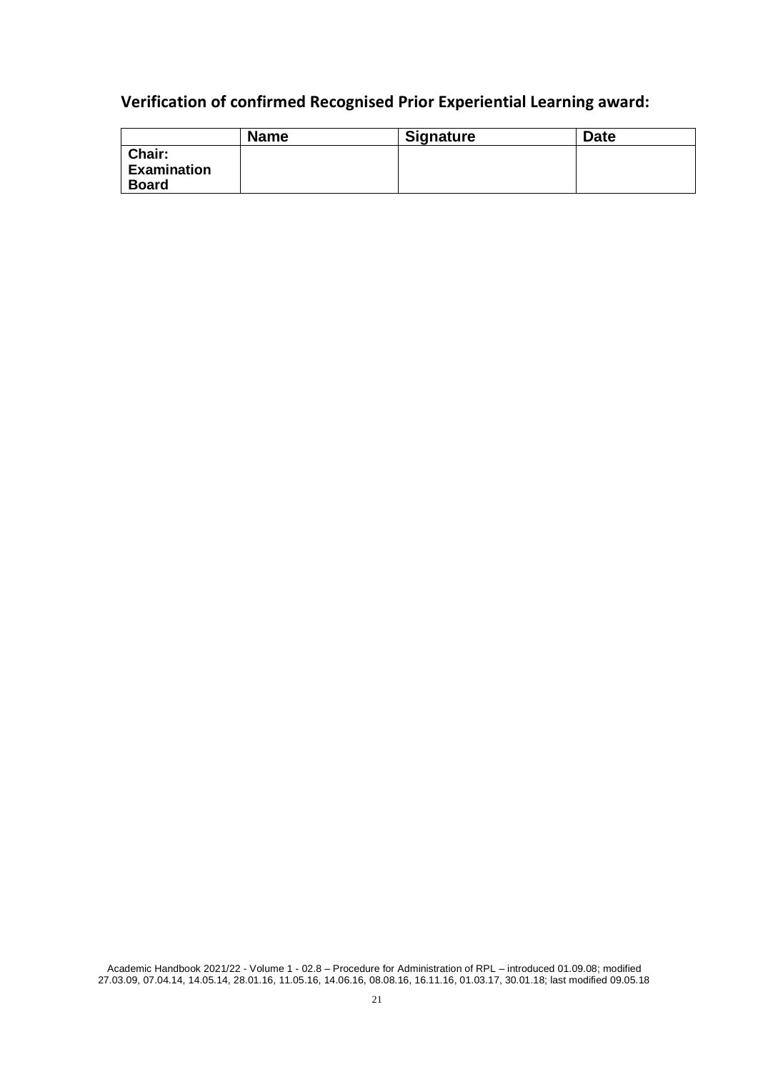## Verification of confirmed Recognised Prior Experiential Learning award:

| | Name | Signature | Date |
|---|---|---|---|
| **Chair: Examination Board** | | | |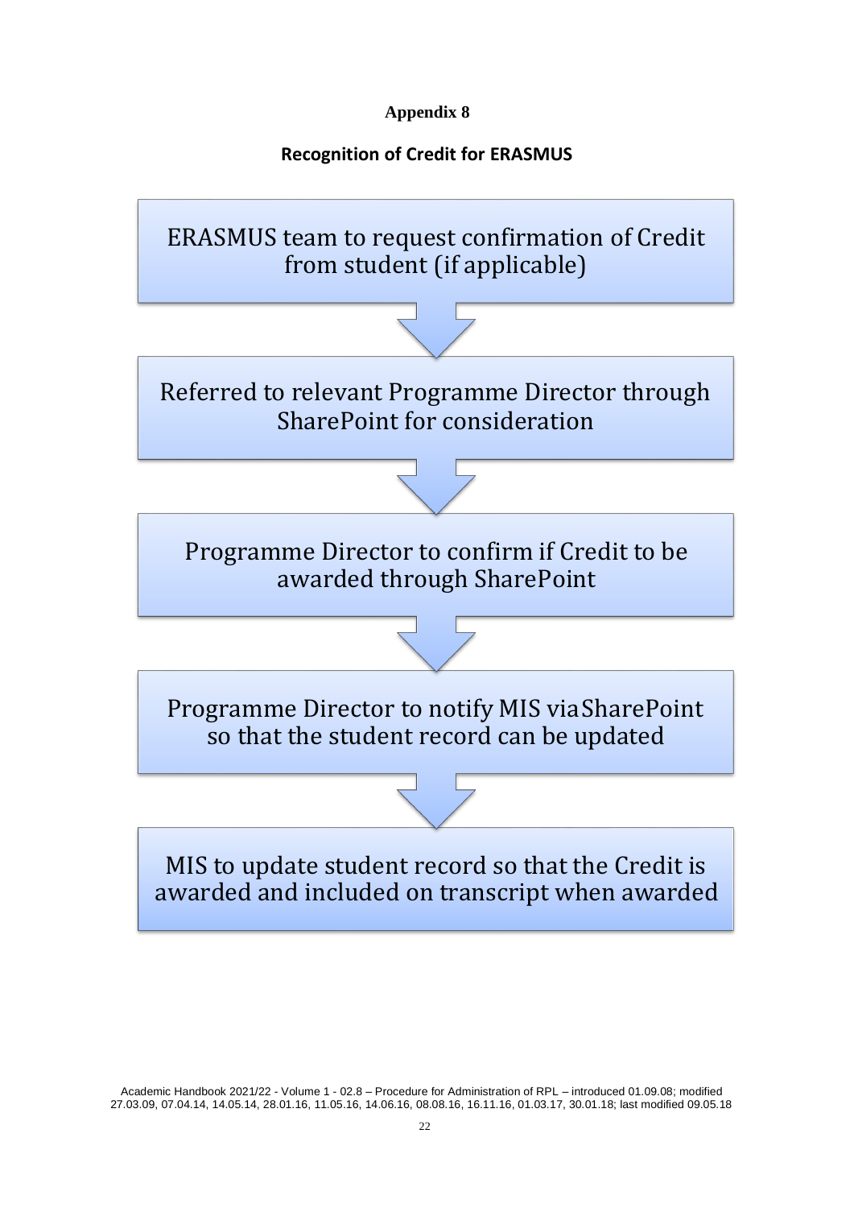**Appendix 8**

**Recognition of Credit for ERASMUS**

ERASMUS team to request confirmation of Credit from student (if applicable)

↓

Referred to relevant Programme Director through SharePoint for consideration

↓

Programme Director to confirm if Credit to be awarded through SharePoint

↓

Programme Director to notify MIS via SharePoint so that the student record can be updated

↓

MIS to update student record so that the Credit is awarded and included on transcript when awarded

Academic Handbook 2021/22 - Volume 1 - 02.8 – Procedure for Administration of RPL – introduced 01.09.08; modified 27.03.09, 07.04.14, 14.05.14, 28.01.16, 11.05.16, 14.06.16, 08.08.16, 16.11.16, 01.03.17, 30.01.18; last modified 09.05.18